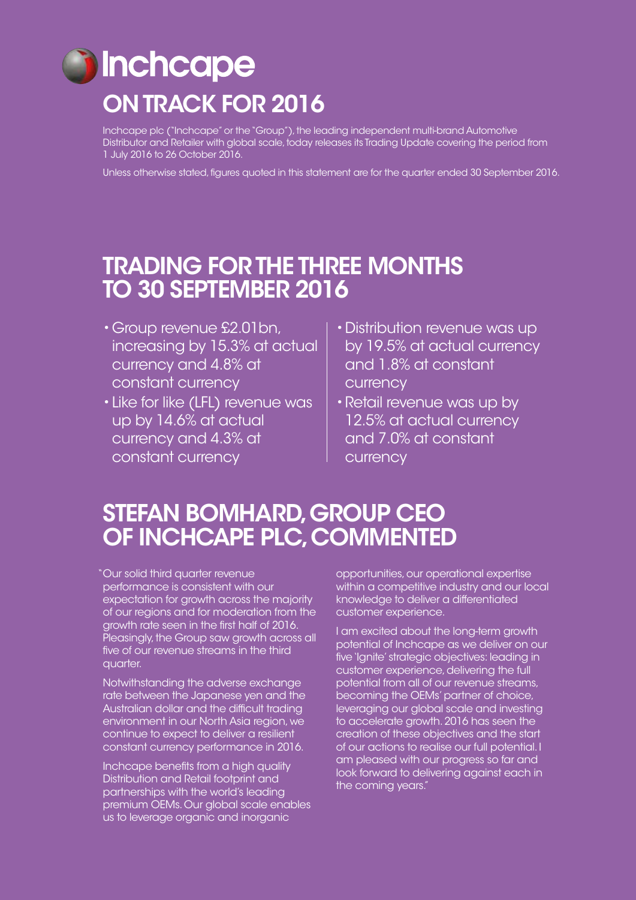# Inchcape

## ON TRACK FOR 2016

Inchcape plc ("Inchcape" or the "Group"), the leading independent multi-brand Automotive Distributor and Retailer with global scale, today releases its Trading Update covering the period from 1 July 2016 to 26 October 2016.

Unless otherwise stated, figures quoted in this statement are for the quarter ended 30 September 2016.

## TRADING FOR THE THREE MONTHS TO 30 SEPTEMBER 2016

- Group revenue £2.01bn, increasing by 15.3% at actual currency and 4.8% at constant currency
- Like for like (LFL) revenue was up by 14.6% at actual currency and 4.3% at constant currency
- Distribution revenue was up by 19.5% at actual currency and 1.8% at constant currency
- Retail revenue was up by 12.5% at actual currency and 7.0% at constant currency

## STEFAN BOMHARD, GROUP CEO OF INCHCAPE PLC, COMMENTED

"Our solid third quarter revenue performance is consistent with our expectation for growth across the majority of our regions and for moderation from the growth rate seen in the first half of 2016. Pleasingly, the Group saw growth across all five of our revenue streams in the third quarter.

Notwithstanding the adverse exchange rate between the Japanese yen and the Australian dollar and the difficult trading environment in our North Asia region, we continue to expect to deliver a resilient constant currency performance in 2016.

Inchcape benefits from a high quality Distribution and Retail footprint and partnerships with the world's leading premium OEMs. Our global scale enables us to leverage organic and inorganic opportunities, our operational expertise within a competitive industry and our local knowledge to deliver a differentiated customer experience.

I am excited about the long-term growth potential of Inchcape as we deliver on our five 'Ignite' strategic objectives: leading in customer experience, delivering the full potential from all of our revenue streams, becoming the OEMs' partner of choice, leveraging our global scale and investing to accelerate growth. 2016 has seen the creation of these objectives and the start of our actions to realise our full potential. I am pleased with our progress so far and look forward to delivering against each in the coming years."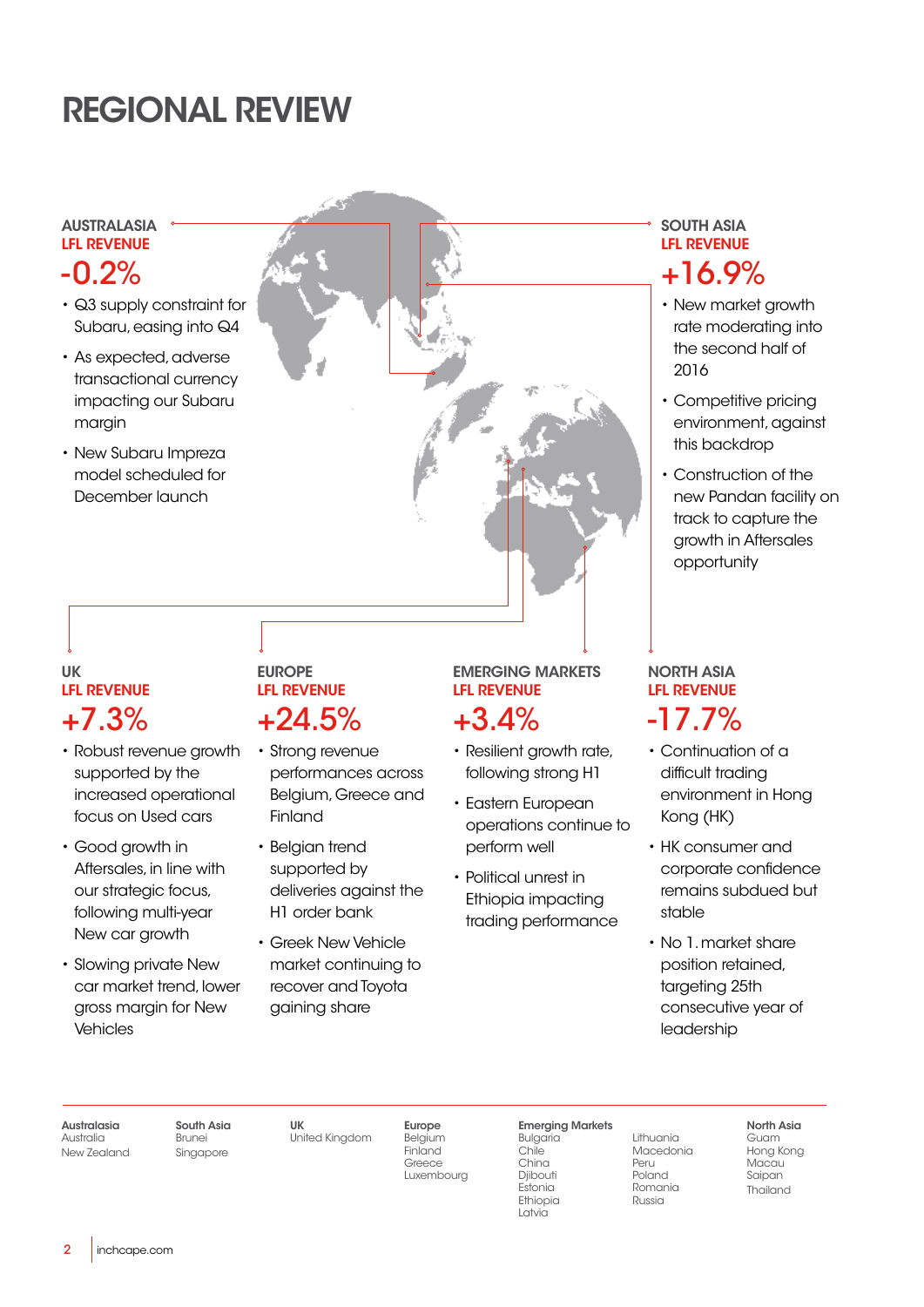# REGIONAL REVIEW

## AUSTRALASIA

**LFL REVENUE**

**-0.2%**

- Q3 supply constraint for Subaru, easing into Q4
- As expected, adverse transactional currency impacting our Subaru margin
- New Subaru Impreza model scheduled for December launch

## SOUTH ASIA

**LFL REVENUE**

**+16.9%**

- New market growth rate moderating into the second half of 2016
- Competitive pricing environment, against this backdrop
- Construction of the new Pandan facility on track to capture the growth in Aftersales opportunity

## UK

**LFL REVENUE**

**+7.3%**

- Robust revenue growth supported by the increased operational focus on Used cars
- Good growth in Aftersales, in line with our strategic focus, following multi-year New car growth
- Slowing private New car market trend, lower gross margin for New Vehicles

## EUROPE

**LFL REVENUE**

**+24.5%**

- Strong revenue performances across Belgium, Greece and Finland
- Belgian trend supported by deliveries against the H1 order bank
- Greek New Vehicle market continuing to recover and Toyota gaining share

## EMERGING MARKETS

**LFL REVENUE**

**+3.4%**

- Resilient growth rate, following strong H1
- Eastern European operations continue to perform well
- Political unrest in Ethiopia impacting trading performance

## NORTH ASIA

**LFL REVENUE**

**-17.7%**

- Continuation of a difficult trading environment in Hong Kong (HK)
- HK consumer and corporate confidence remains subdued but stable
- No 1. market share position retained, targeting 25th consecutive year of leadership

---

**Australasia**
Australia
New Zealand

**South Asia**
Brunei
Singapore

**UK**
United Kingdom

**Europe**
Belgium
Finland
Greece
Luxembourg

**Emerging Markets**
Bulgaria
Chile
China
Djibouti
Estonia
Ethiopia
Latvia
Lithuania
Macedonia
Peru
Poland
Romania
Russia

**North Asia**
Guam
Hong Kong
Macau
Saipan
Thailand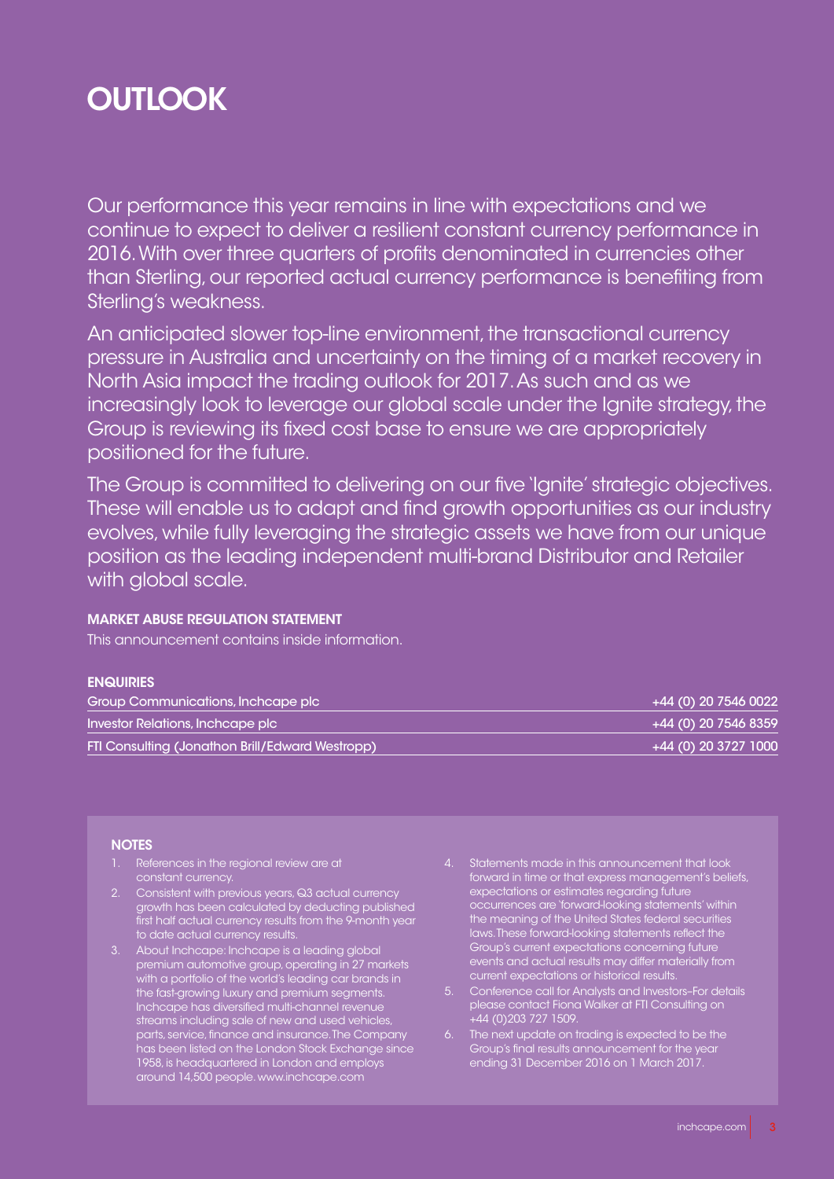# OUTLOOK

Our performance this year remains in line with expectations and we continue to expect to deliver a resilient constant currency performance in 2016. With over three quarters of profits denominated in currencies other than Sterling, our reported actual currency performance is benefiting from Sterling's weakness.

An anticipated slower top-line environment, the transactional currency pressure in Australia and uncertainty on the timing of a market recovery in North Asia impact the trading outlook for 2017. As such and as we increasingly look to leverage our global scale under the Ignite strategy, the Group is reviewing its fixed cost base to ensure we are appropriately positioned for the future.

The Group is committed to delivering on our five 'Ignite' strategic objectives. These will enable us to adapt and find growth opportunities as our industry evolves, while fully leveraging the strategic assets we have from our unique position as the leading independent multi-brand Distributor and Retailer with global scale.

### MARKET ABUSE REGULATION STATEMENT

This announcement contains inside information.

### ENQUIRIES

| | |
|---|---|
| Group Communications, Inchcape plc | +44 (0) 20 7546 0022 |
| Investor Relations, Inchcape plc | +44 (0) 20 7546 8359 |
| FTI Consulting (Jonathon Brill/Edward Westropp) | +44 (0) 20 3727 1000 |

### NOTES

1. References in the regional review are at constant currency.
2. Consistent with previous years, Q3 actual currency growth has been calculated by deducting published first half actual currency results from the 9-month year to date actual currency results.
3. About Inchcape: Inchcape is a leading global premium automotive group, operating in 27 markets with a portfolio of the world's leading car brands in the fast-growing luxury and premium segments. Inchcape has diversified multi-channel revenue streams including sale of new and used vehicles, parts, service, finance and insurance. The Company has been listed on the London Stock Exchange since 1958, is headquartered in London and employs around 14,500 people. www.inchcape.com
4. Statements made in this announcement that look forward in time or that express management's beliefs, expectations or estimates regarding future occurrences are 'forward-looking statements' within the meaning of the United States federal securities laws. These forward-looking statements reflect the Group's current expectations concerning future events and actual results may differ materially from current expectations or historical results.
5. Conference call for Analysts and Investors–For details please contact Fiona Walker at FTI Consulting on +44 (0)203 727 1509.
6. The next update on trading is expected to be the Group's final results announcement for the year ending 31 December 2016 on 1 March 2017.